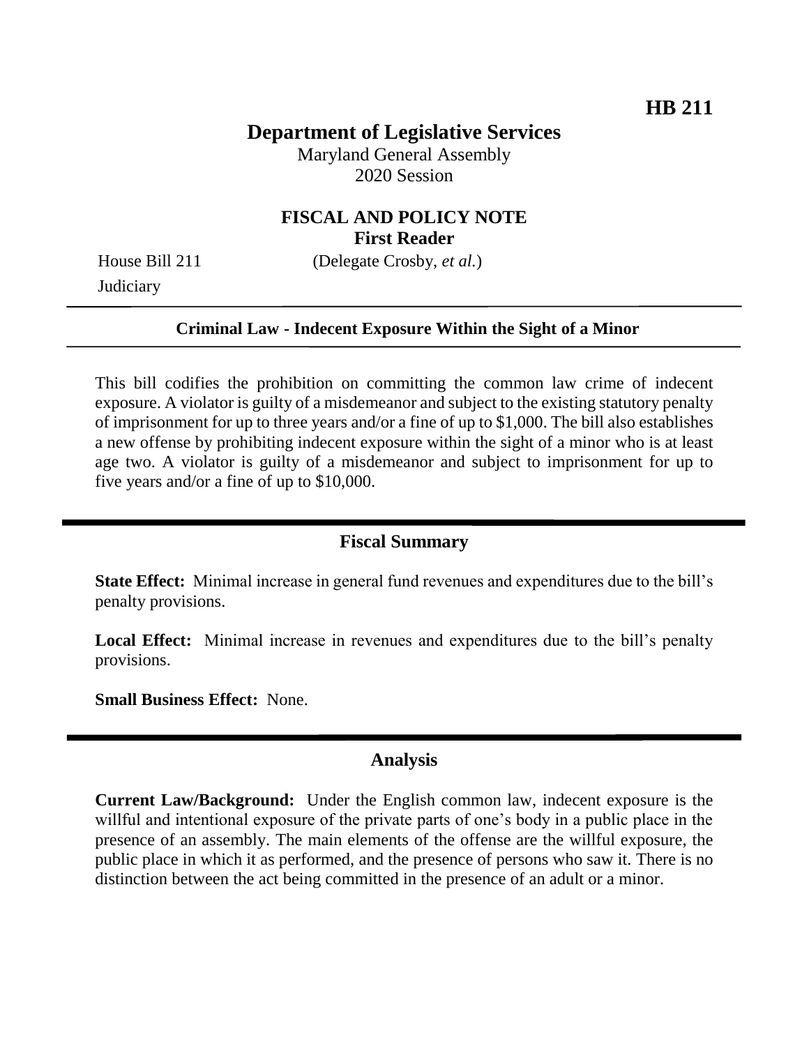**HB 211**

# Department of Legislative Services

Maryland General Assembly
2020 Session

## FISCAL AND POLICY NOTE
**First Reader**

House Bill 211 (Delegate Crosby, *et al.*)
Judiciary

---

**Criminal Law - Indecent Exposure Within the Sight of a Minor**

---

This bill codifies the prohibition on committing the common law crime of indecent exposure. A violator is guilty of a misdemeanor and subject to the existing statutory penalty of imprisonment for up to three years and/or a fine of up to $1,000. The bill also establishes a new offense by prohibiting indecent exposure within the sight of a minor who is at least age two. A violator is guilty of a misdemeanor and subject to imprisonment for up to five years and/or a fine of up to $10,000.

## Fiscal Summary

**State Effect:** Minimal increase in general fund revenues and expenditures due to the bill's penalty provisions.

**Local Effect:** Minimal increase in revenues and expenditures due to the bill's penalty provisions.

**Small Business Effect:** None.

## Analysis

**Current Law/Background:** Under the English common law, indecent exposure is the willful and intentional exposure of the private parts of one's body in a public place in the presence of an assembly. The main elements of the offense are the willful exposure, the public place in which it as performed, and the presence of persons who saw it. There is no distinction between the act being committed in the presence of an adult or a minor.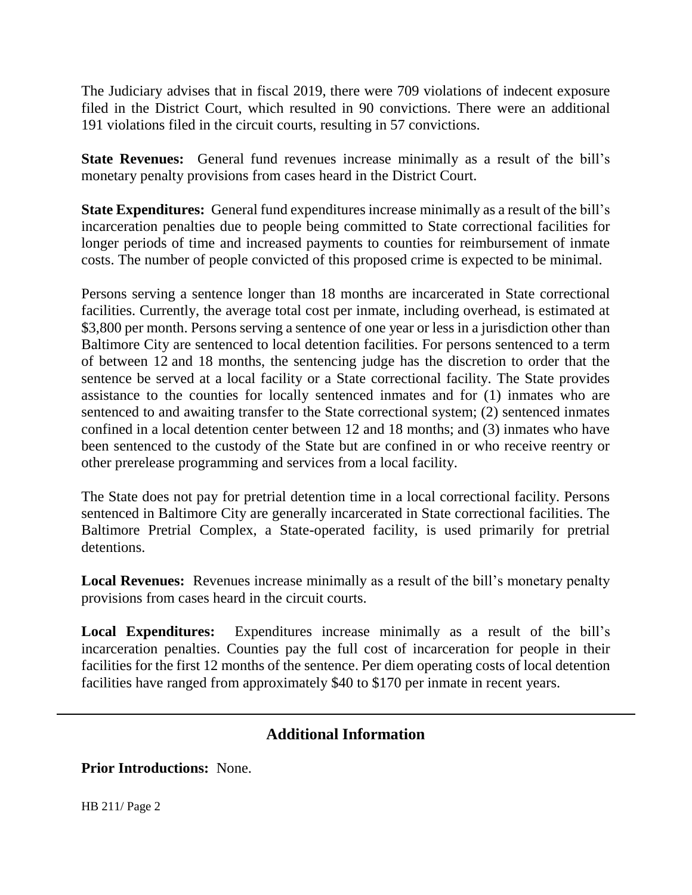The Judiciary advises that in fiscal 2019, there were 709 violations of indecent exposure filed in the District Court, which resulted in 90 convictions. There were an additional 191 violations filed in the circuit courts, resulting in 57 convictions.

**State Revenues:** General fund revenues increase minimally as a result of the bill's monetary penalty provisions from cases heard in the District Court.

**State Expenditures:** General fund expenditures increase minimally as a result of the bill's incarceration penalties due to people being committed to State correctional facilities for longer periods of time and increased payments to counties for reimbursement of inmate costs. The number of people convicted of this proposed crime is expected to be minimal.

Persons serving a sentence longer than 18 months are incarcerated in State correctional facilities. Currently, the average total cost per inmate, including overhead, is estimated at $3,800 per month. Persons serving a sentence of one year or less in a jurisdiction other than Baltimore City are sentenced to local detention facilities. For persons sentenced to a term of between 12 and 18 months, the sentencing judge has the discretion to order that the sentence be served at a local facility or a State correctional facility. The State provides assistance to the counties for locally sentenced inmates and for (1) inmates who are sentenced to and awaiting transfer to the State correctional system; (2) sentenced inmates confined in a local detention center between 12 and 18 months; and (3) inmates who have been sentenced to the custody of the State but are confined in or who receive reentry or other prerelease programming and services from a local facility.

The State does not pay for pretrial detention time in a local correctional facility. Persons sentenced in Baltimore City are generally incarcerated in State correctional facilities. The Baltimore Pretrial Complex, a State-operated facility, is used primarily for pretrial detentions.

**Local Revenues:** Revenues increase minimally as a result of the bill's monetary penalty provisions from cases heard in the circuit courts.

**Local Expenditures:** Expenditures increase minimally as a result of the bill's incarceration penalties. Counties pay the full cost of incarceration for people in their facilities for the first 12 months of the sentence. Per diem operating costs of local detention facilities have ranged from approximately $40 to $170 per inmate in recent years.

## Additional Information

**Prior Introductions:** None.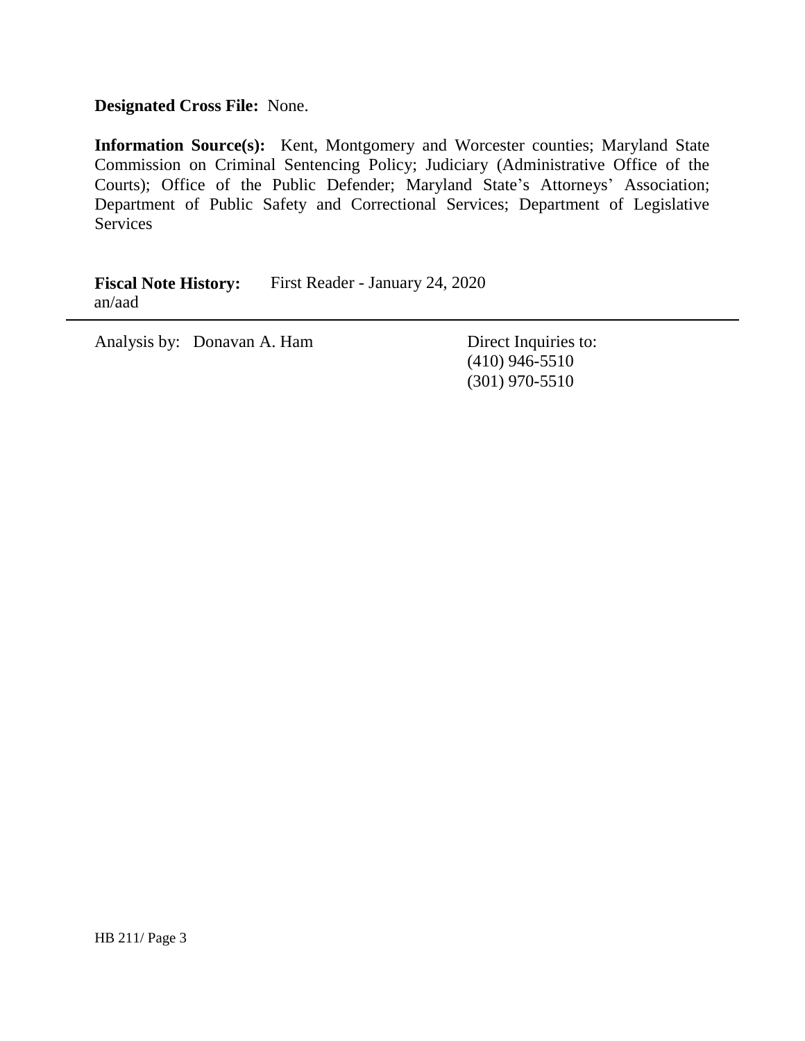**Designated Cross File:** None.

**Information Source(s):** Kent, Montgomery and Worcester counties; Maryland State Commission on Criminal Sentencing Policy; Judiciary (Administrative Office of the Courts); Office of the Public Defender; Maryland State's Attorneys' Association; Department of Public Safety and Correctional Services; Department of Legislative Services

**Fiscal Note History:** First Reader - January 24, 2020
an/aad

---

Analysis by: Donavan A. Ham

Direct Inquiries to:
(410) 946-5510
(301) 970-5510